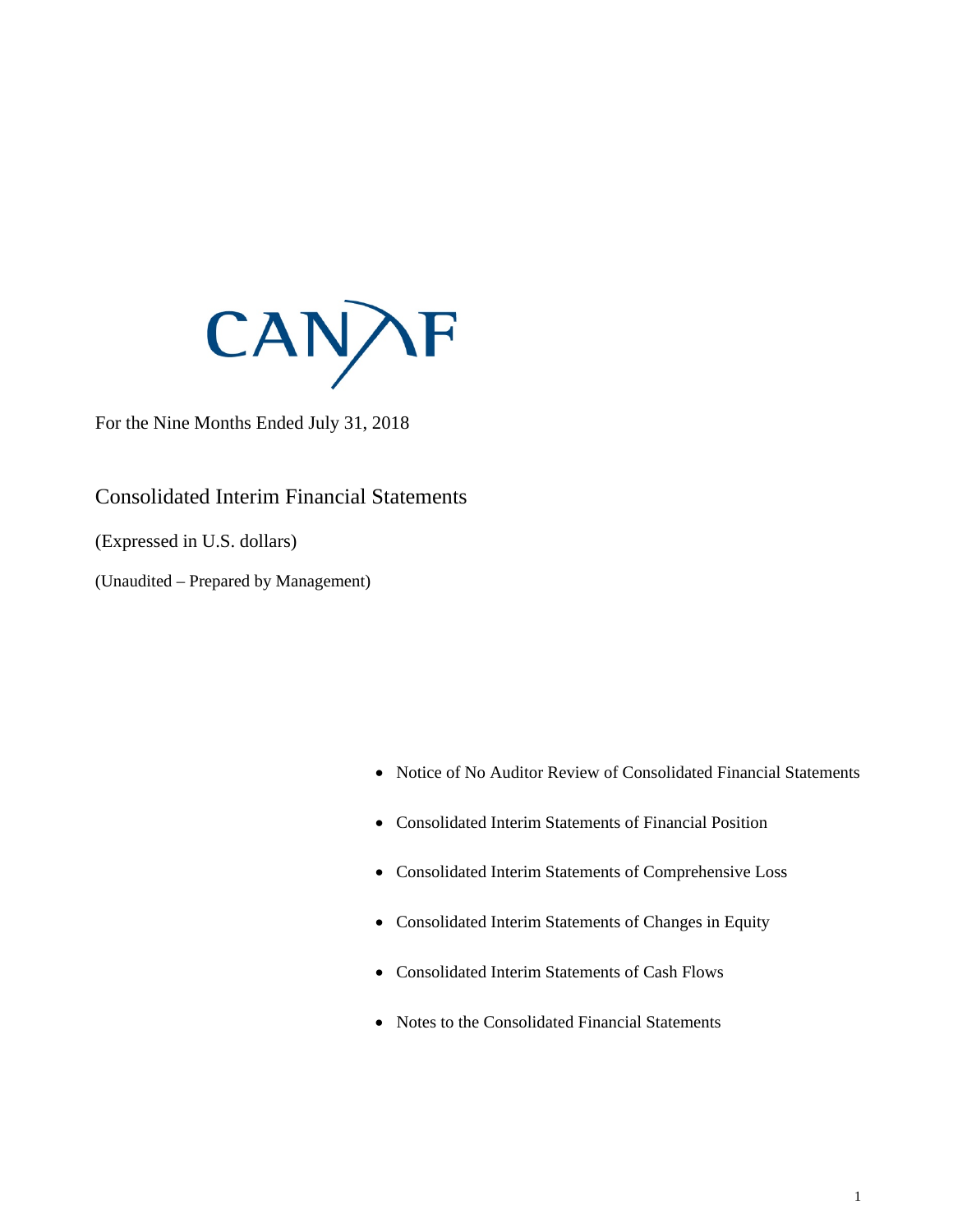# CANAF

For the Nine Months Ended July 31, 2018

## Consolidated Interim Financial Statements

(Expressed in U.S. dollars)

(Unaudited – Prepared by Management)

- Notice of No Auditor Review of Consolidated Financial Statements
- Consolidated Interim Statements of Financial Position
- Consolidated Interim Statements of Comprehensive Loss
- Consolidated Interim Statements of Changes in Equity
- Consolidated Interim Statements of Cash Flows
- Notes to the Consolidated Financial Statements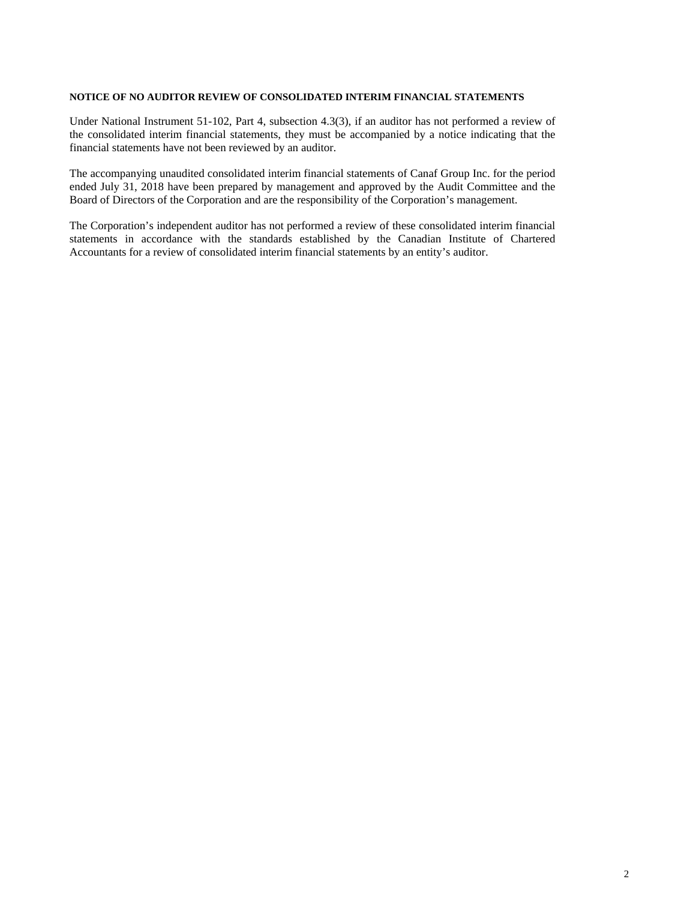**NOTICE OF NO AUDITOR REVIEW OF CONSOLIDATED INTERIM FINANCIAL STATEMENTS**

Under National Instrument 51-102, Part 4, subsection 4.3(3), if an auditor has not performed a review of the consolidated interim financial statements, they must be accompanied by a notice indicating that the financial statements have not been reviewed by an auditor.

The accompanying unaudited consolidated interim financial statements of Canaf Group Inc. for the period ended July 31, 2018 have been prepared by management and approved by the Audit Committee and the Board of Directors of the Corporation and are the responsibility of the Corporation's management.

The Corporation's independent auditor has not performed a review of these consolidated interim financial statements in accordance with the standards established by the Canadian Institute of Chartered Accountants for a review of consolidated interim financial statements by an entity's auditor.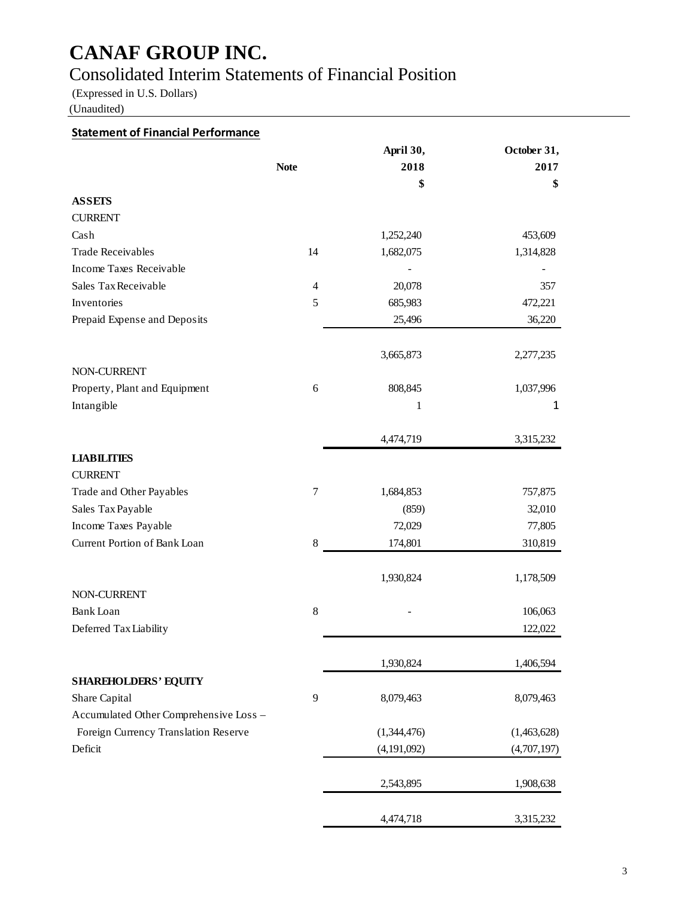# CANAF GROUP INC.

## Consolidated Interim Statements of Financial Position

(Expressed in U.S. Dollars)

(Unaudited)

**Statement of Financial Performance**

| | Note | April 30, 2018 $ | October 31, 2017 $ |
|---|---|---|---|
| **ASSETS** | | | |
| CURRENT | | | |
| Cash | | 1,252,240 | 453,609 |
| Trade Receivables | 14 | 1,682,075 | 1,314,828 |
| Income Taxes Receivable | | - | - |
| Sales Tax Receivable | 4 | 20,078 | 357 |
| Inventories | 5 | 685,983 | 472,221 |
| Prepaid Expense and Deposits | | 25,496 | 36,220 |
| | | 3,665,873 | 2,277,235 |
| NON-CURRENT | | | |
| Property, Plant and Equipment | 6 | 808,845 | 1,037,996 |
| Intangible | | 1 | 1 |
| | | 4,474,719 | 3,315,232 |
| **LIABILITIES** | | | |
| CURRENT | | | |
| Trade and Other Payables | 7 | 1,684,853 | 757,875 |
| Sales Tax Payable | | (859) | 32,010 |
| Income Taxes Payable | | 72,029 | 77,805 |
| Current Portion of Bank Loan | 8 | 174,801 | 310,819 |
| | | 1,930,824 | 1,178,509 |
| NON-CURRENT | | | |
| Bank Loan | 8 | - | 106,063 |
| Deferred Tax Liability | | | 122,022 |
| | | 1,930,824 | 1,406,594 |
| **SHAREHOLDERS' EQUITY** | | | |
| Share Capital | 9 | 8,079,463 | 8,079,463 |
| Accumulated Other Comprehensive Loss – Foreign Currency Translation Reserve | | (1,344,476) | (1,463,628) |
| Deficit | | (4,191,092) | (4,707,197) |
| | | 2,543,895 | 1,908,638 |
| | | 4,474,718 | 3,315,232 |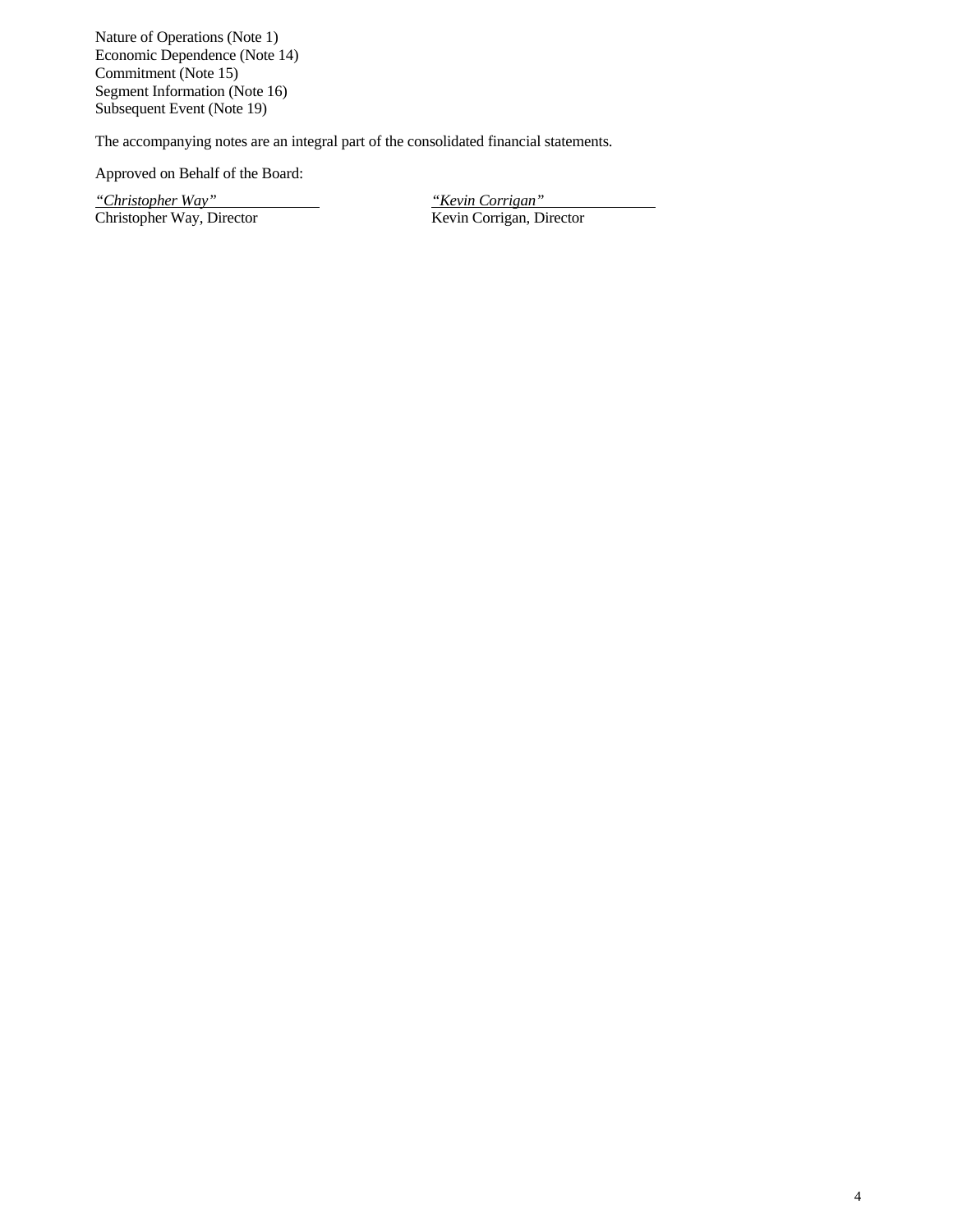Nature of Operations (Note 1)
Economic Dependence (Note 14)
Commitment (Note 15)
Segment Information (Note 16)
Subsequent Event (Note 19)

The accompanying notes are an integral part of the consolidated financial statements.

Approved on Behalf of the Board:

| *"Christopher Way"* | *"Kevin Corrigan"* |
|---|---|
| Christopher Way, Director | Kevin Corrigan, Director |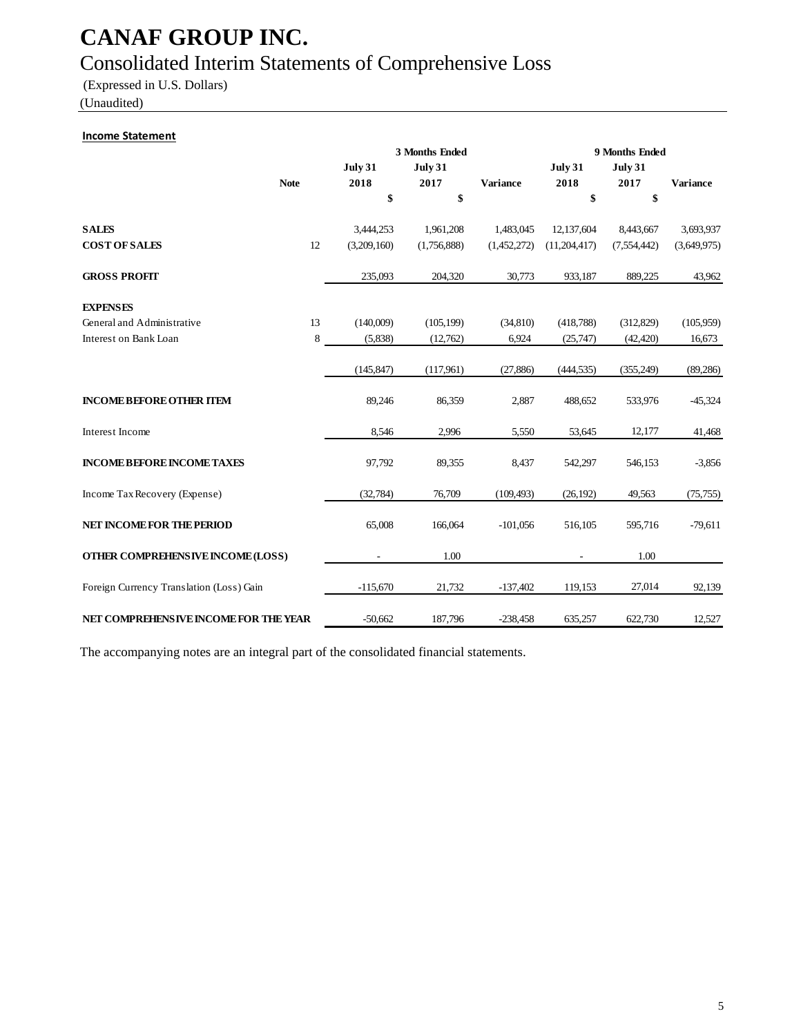# CANAF GROUP INC.

## Consolidated Interim Statements of Comprehensive Loss

(Expressed in U.S. Dollars)

(Unaudited)

**Income Statement**

| | Note | 3 Months Ended | | | 9 Months Ended | | |
|---|---|---|---|---|---|---|---|
| | | July 31 2018 | July 31 2017 | Variance | July 31 2018 | July 31 2017 | Variance |
| | | $ | $ | | $ | $ | |
| **SALES** | | 3,444,253 | 1,961,208 | 1,483,045 | 12,137,604 | 8,443,667 | 3,693,937 |
| **COST OF SALES** | 12 | (3,209,160) | (1,756,888) | (1,452,272) | (11,204,417) | (7,554,442) | (3,649,975) |
| **GROSS PROFIT** | | 235,093 | 204,320 | 30,773 | 933,187 | 889,225 | 43,962 |
| **EXPENSES** | | | | | | | |
| General and Administrative | 13 | (140,009) | (105,199) | (34,810) | (418,788) | (312,829) | (105,959) |
| Interest on Bank Loan | 8 | (5,838) | (12,762) | 6,924 | (25,747) | (42,420) | 16,673 |
| | | (145,847) | (117,961) | (27,886) | (444,535) | (355,249) | (89,286) |
| **INCOME BEFORE OTHER ITEM** | | 89,246 | 86,359 | 2,887 | 488,652 | 533,976 | -45,324 |
| Interest Income | | 8,546 | 2,996 | 5,550 | 53,645 | 12,177 | 41,468 |
| **INCOME BEFORE INCOME TAXES** | | 97,792 | 89,355 | 8,437 | 542,297 | 546,153 | -3,856 |
| Income Tax Recovery (Expense) | | (32,784) | 76,709 | (109,493) | (26,192) | 49,563 | (75,755) |
| **NET INCOME FOR THE PERIOD** | | 65,008 | 166,064 | -101,056 | 516,105 | 595,716 | -79,611 |
| **OTHER COMPREHENSIVE INCOME (LOSS)** | | - | 1.00 | | - | 1.00 | |
| Foreign Currency Translation (Loss) Gain | | -115,670 | 21,732 | -137,402 | 119,153 | 27,014 | 92,139 |
| **NET COMPREHENSIVE INCOME FOR THE YEAR** | | -50,662 | 187,796 | -238,458 | 635,257 | 622,730 | 12,527 |

The accompanying notes are an integral part of the consolidated financial statements.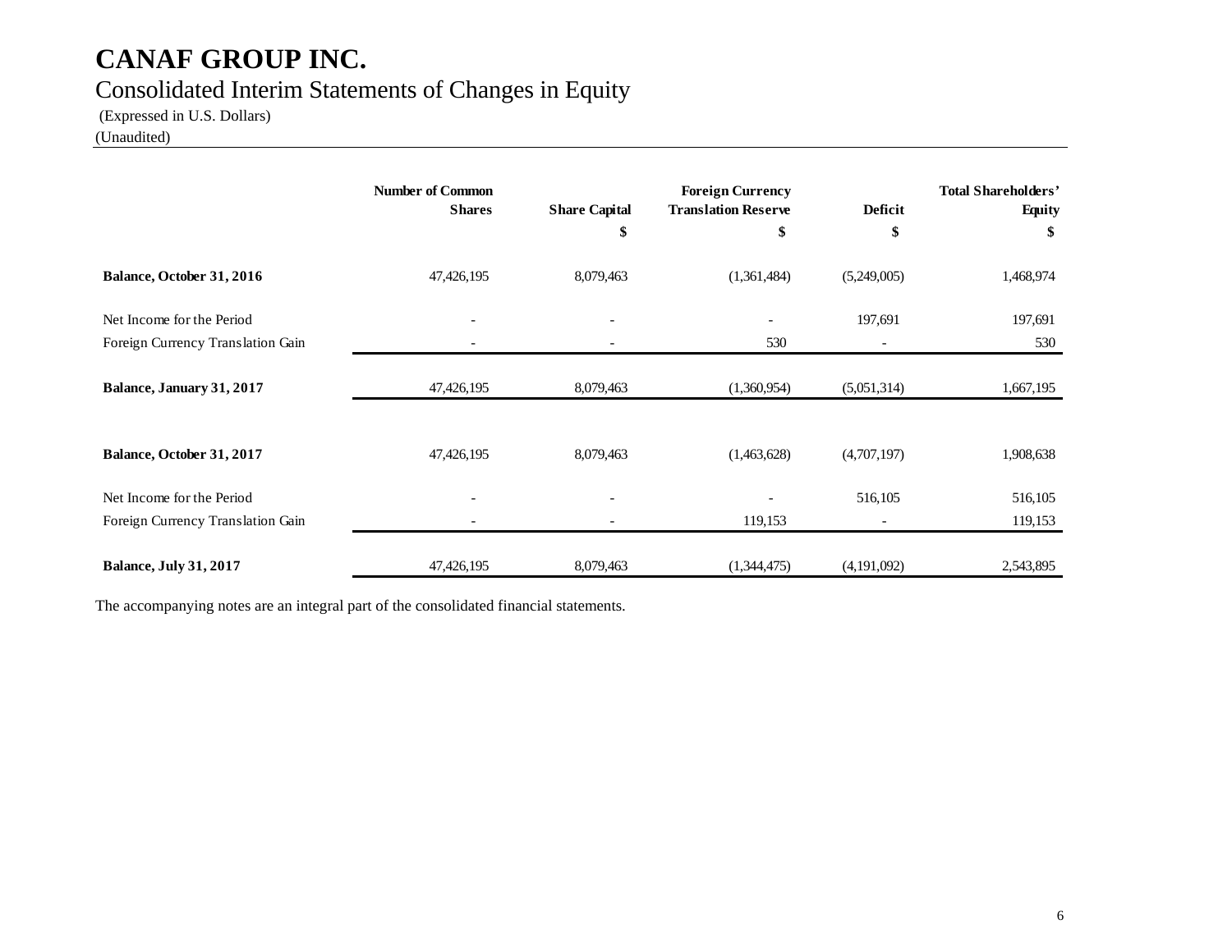# CANAF GROUP INC.

## Consolidated Interim Statements of Changes in Equity

(Expressed in U.S. Dollars)

(Unaudited)

| | Number of Common Shares | Share Capital | Foreign Currency Translation Reserve | Deficit | Total Shareholders' Equity |
|---|---|---|---|---|---|
| | | $ | $ | $ | $ |
| **Balance, October 31, 2016** | 47,426,195 | 8,079,463 | (1,361,484) | (5,249,005) | 1,468,974 |
| Net Income for the Period | - | - | - | 197,691 | 197,691 |
| Foreign Currency Translation Gain | - | - | 530 | - | 530 |
| **Balance, January 31, 2017** | 47,426,195 | 8,079,463 | (1,360,954) | (5,051,314) | 1,667,195 |
| **Balance, October 31, 2017** | 47,426,195 | 8,079,463 | (1,463,628) | (4,707,197) | 1,908,638 |
| Net Income for the Period | - | - | - | 516,105 | 516,105 |
| Foreign Currency Translation Gain | - | - | 119,153 | - | 119,153 |
| **Balance, July 31, 2017** | 47,426,195 | 8,079,463 | (1,344,475) | (4,191,092) | 2,543,895 |

The accompanying notes are an integral part of the consolidated financial statements.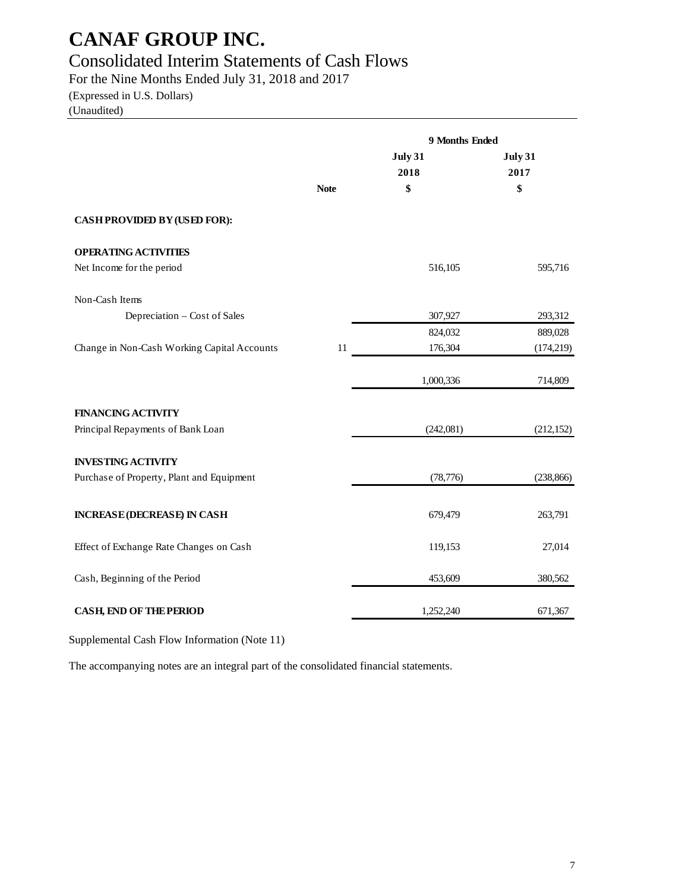# CANAF GROUP INC.

## Consolidated Interim Statements of Cash Flows

For the Nine Months Ended July 31, 2018 and 2017

(Expressed in U.S. Dollars)

(Unaudited)

| | | 9 Months Ended | |
|---|---|---|---|
| | | July 31 | July 31 |
| | | 2018 | 2017 |
| | Note | $ | $ |
| **CASH PROVIDED BY (USED FOR):** | | | |
| **OPERATING ACTIVITIES** | | | |
| Net Income for the period | | 516,105 | 595,716 |
| Non-Cash Items | | | |
| Depreciation – Cost of Sales | | 307,927 | 293,312 |
| | | 824,032 | 889,028 |
| Change in Non-Cash Working Capital Accounts | 11 | 176,304 | (174,219) |
| | | 1,000,336 | 714,809 |
| **FINANCING ACTIVITY** | | | |
| Principal Repayments of Bank Loan | | (242,081) | (212,152) |
| **INVESTING ACTIVITY** | | | |
| Purchase of Property, Plant and Equipment | | (78,776) | (238,866) |
| **INCREASE (DECREASE) IN CASH** | | 679,479 | 263,791 |
| Effect of Exchange Rate Changes on Cash | | 119,153 | 27,014 |
| Cash, Beginning of the Period | | 453,609 | 380,562 |
| **CASH, END OF THE PERIOD** | | 1,252,240 | 671,367 |

Supplemental Cash Flow Information (Note 11)

The accompanying notes are an integral part of the consolidated financial statements.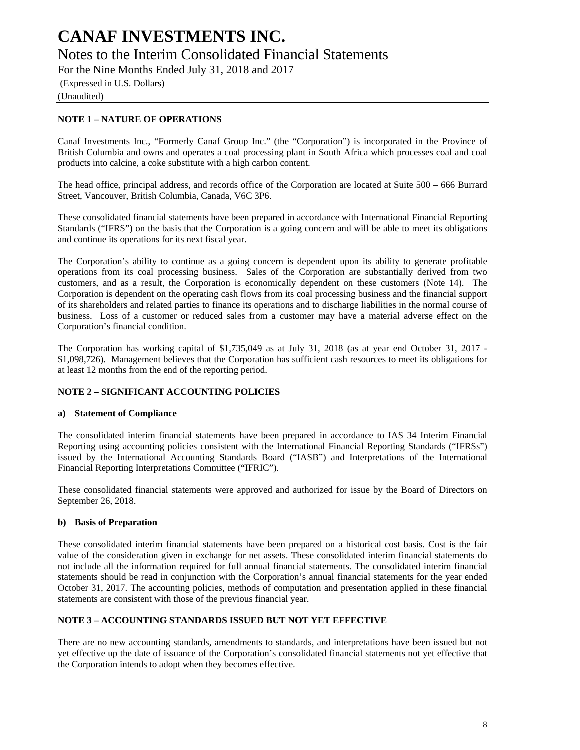# CANAF INVESTMENTS INC.

## Notes to the Interim Consolidated Financial Statements

For the Nine Months Ended July 31, 2018 and 2017

(Expressed in U.S. Dollars)

(Unaudited)

### NOTE 1 – NATURE OF OPERATIONS

Canaf Investments Inc., "Formerly Canaf Group Inc." (the "Corporation") is incorporated in the Province of British Columbia and owns and operates a coal processing plant in South Africa which processes coal and coal products into calcine, a coke substitute with a high carbon content.

The head office, principal address, and records office of the Corporation are located at Suite 500 – 666 Burrard Street, Vancouver, British Columbia, Canada, V6C 3P6.

These consolidated financial statements have been prepared in accordance with International Financial Reporting Standards ("IFRS") on the basis that the Corporation is a going concern and will be able to meet its obligations and continue its operations for its next fiscal year.

The Corporation's ability to continue as a going concern is dependent upon its ability to generate profitable operations from its coal processing business. Sales of the Corporation are substantially derived from two customers, and as a result, the Corporation is economically dependent on these customers (Note 14). The Corporation is dependent on the operating cash flows from its coal processing business and the financial support of its shareholders and related parties to finance its operations and to discharge liabilities in the normal course of business. Loss of a customer or reduced sales from a customer may have a material adverse effect on the Corporation's financial condition.

The Corporation has working capital of $1,735,049 as at July 31, 2018 (as at year end October 31, 2017 - $1,098,726). Management believes that the Corporation has sufficient cash resources to meet its obligations for at least 12 months from the end of the reporting period.

### NOTE 2 – SIGNIFICANT ACCOUNTING POLICIES

#### a) Statement of Compliance

The consolidated interim financial statements have been prepared in accordance to IAS 34 Interim Financial Reporting using accounting policies consistent with the International Financial Reporting Standards ("IFRSs") issued by the International Accounting Standards Board ("IASB") and Interpretations of the International Financial Reporting Interpretations Committee ("IFRIC").

These consolidated financial statements were approved and authorized for issue by the Board of Directors on September 26, 2018.

#### b) Basis of Preparation

These consolidated interim financial statements have been prepared on a historical cost basis. Cost is the fair value of the consideration given in exchange for net assets. These consolidated interim financial statements do not include all the information required for full annual financial statements. The consolidated interim financial statements should be read in conjunction with the Corporation's annual financial statements for the year ended October 31, 2017. The accounting policies, methods of computation and presentation applied in these financial statements are consistent with those of the previous financial year.

### NOTE 3 – ACCOUNTING STANDARDS ISSUED BUT NOT YET EFFECTIVE

There are no new accounting standards, amendments to standards, and interpretations have been issued but not yet effective up the date of issuance of the Corporation's consolidated financial statements not yet effective that the Corporation intends to adopt when they becomes effective.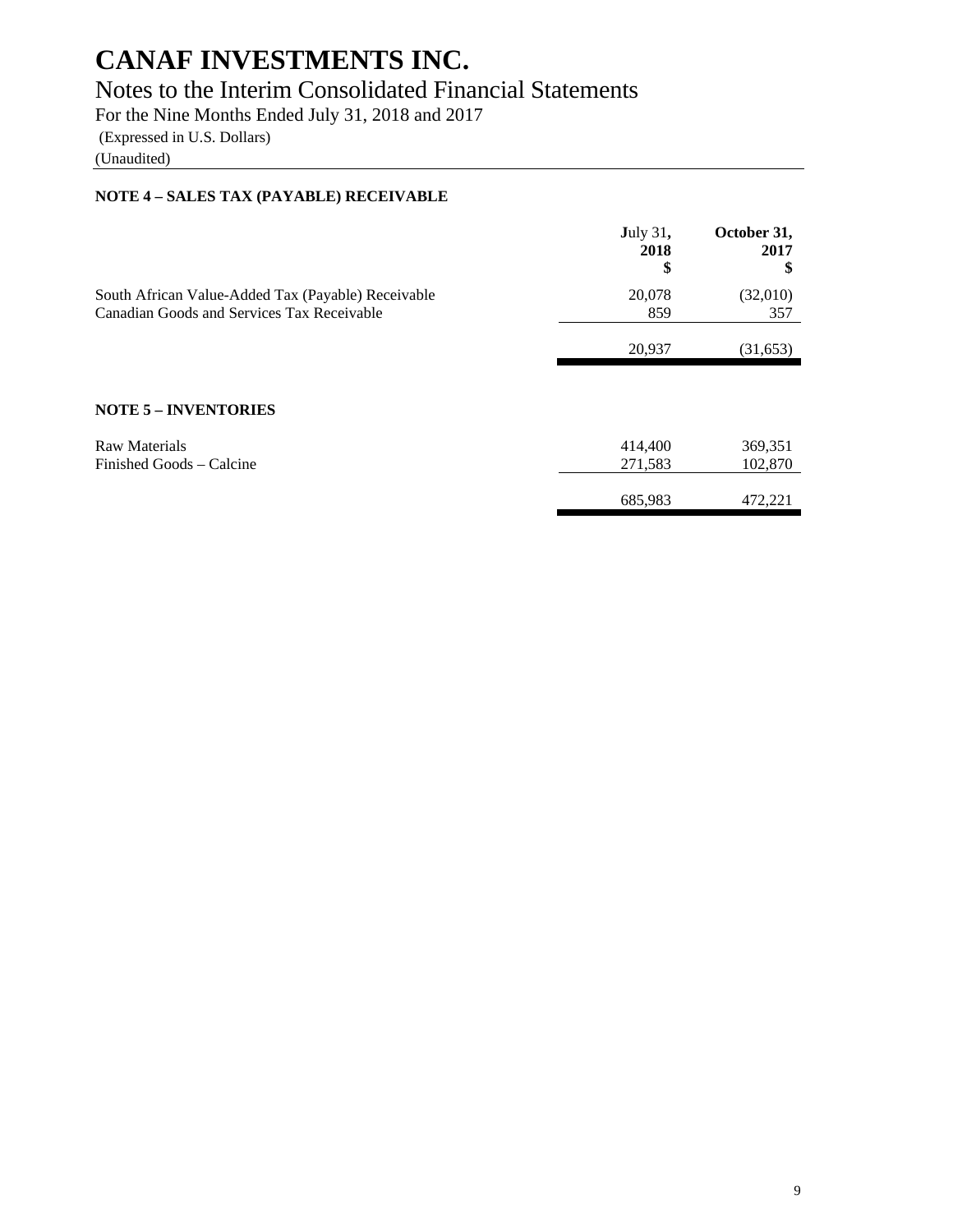# CANAF INVESTMENTS INC.

## Notes to the Interim Consolidated Financial Statements

For the Nine Months Ended July 31, 2018 and 2017

(Expressed in U.S. Dollars)

(Unaudited)

**NOTE 4 – SALES TAX (PAYABLE) RECEIVABLE**

| | **July 31, 2018 $** | **October 31, 2017 $** |
|---|---|---|
| South African Value-Added Tax (Payable) Receivable | 20,078 | (32,010) |
| Canadian Goods and Services Tax Receivable | 859 | 357 |
| | 20,937 | (31,653) |

**NOTE 5 – INVENTORIES**

| | **July 31, 2018 $** | **October 31, 2017 $** |
|---|---|---|
| Raw Materials | 414,400 | 369,351 |
| Finished Goods – Calcine | 271,583 | 102,870 |
| | 685,983 | 472,221 |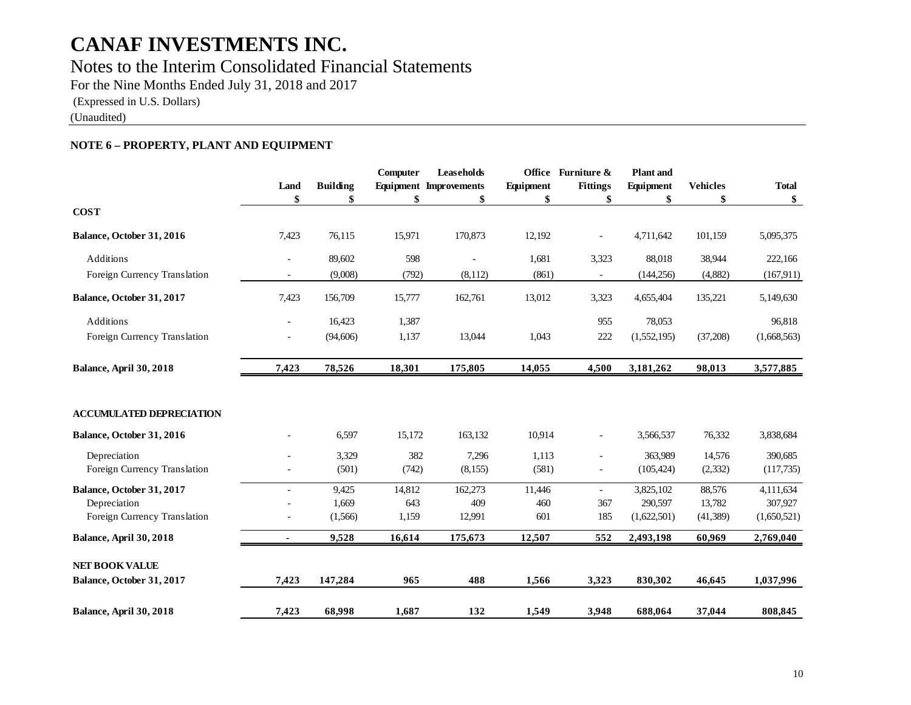# CANAF INVESTMENTS INC.

## Notes to the Interim Consolidated Financial Statements

For the Nine Months Ended July 31, 2018 and 2017

(Expressed in U.S. Dollars)

(Unaudited)

### NOTE 6 – PROPERTY, PLANT AND EQUIPMENT

| | Land | Building | Computer Equipment | Leaseholds Improvements | Office Equipment | Furniture & Fittings | Plant and Equipment | Vehicles | Total |
|---|---|---|---|---|---|---|---|---|---|
| | $ | $ | $ | $ | $ | $ | $ | $ | $ |
| **COST** | | | | | | | | | |
| **Balance, October 31, 2016** | 7,423 | 76,115 | 15,971 | 170,873 | 12,192 | - | 4,711,642 | 101,159 | 5,095,375 |
| Additions | - | 89,602 | 598 | - | 1,681 | 3,323 | 88,018 | 38,944 | 222,166 |
| Foreign Currency Translation | - | (9,008) | (792) | (8,112) | (861) | - | (144,256) | (4,882) | (167,911) |
| **Balance, October 31, 2017** | 7,423 | 156,709 | 15,777 | 162,761 | 13,012 | 3,323 | 4,655,404 | 135,221 | 5,149,630 |
| Additions | - | 16,423 | 1,387 | | | 955 | 78,053 | | 96,818 |
| Foreign Currency Translation | - | (94,606) | 1,137 | 13,044 | 1,043 | 222 | (1,552,195) | (37,208) | (1,668,563) |
| **Balance, April 30, 2018** | **7,423** | **78,526** | **18,301** | **175,805** | **14,055** | **4,500** | **3,181,262** | **98,013** | **3,577,885** |
| | | | | | | | | | |
| **ACCUMULATED DEPRECIATION** | | | | | | | | | |
| **Balance, October 31, 2016** | - | 6,597 | 15,172 | 163,132 | 10,914 | - | 3,566,537 | 76,332 | 3,838,684 |
| Depreciation | - | 3,329 | 382 | 7,296 | 1,113 | - | 363,989 | 14,576 | 390,685 |
| Foreign Currency Translation | - | (501) | (742) | (8,155) | (581) | - | (105,424) | (2,332) | (117,735) |
| **Balance, October 31, 2017** | - | 9,425 | 14,812 | 162,273 | 11,446 | - | 3,825,102 | 88,576 | 4,111,634 |
| Depreciation | - | 1,669 | 643 | 409 | 460 | 367 | 290,597 | 13,782 | 307,927 |
| Foreign Currency Translation | - | (1,566) | 1,159 | 12,991 | 601 | 185 | (1,622,501) | (41,389) | (1,650,521) |
| **Balance, April 30, 2018** | **-** | **9,528** | **16,614** | **175,673** | **12,507** | **552** | **2,493,198** | **60,969** | **2,769,040** |
| | | | | | | | | | |
| **NET BOOK VALUE** | | | | | | | | | |
| **Balance, October 31, 2017** | **7,423** | **147,284** | **965** | **488** | **1,566** | **3,323** | **830,302** | **46,645** | **1,037,996** |
| **Balance, April 30, 2018** | **7,423** | **68,998** | **1,687** | **132** | **1,549** | **3,948** | **688,064** | **37,044** | **808,845** |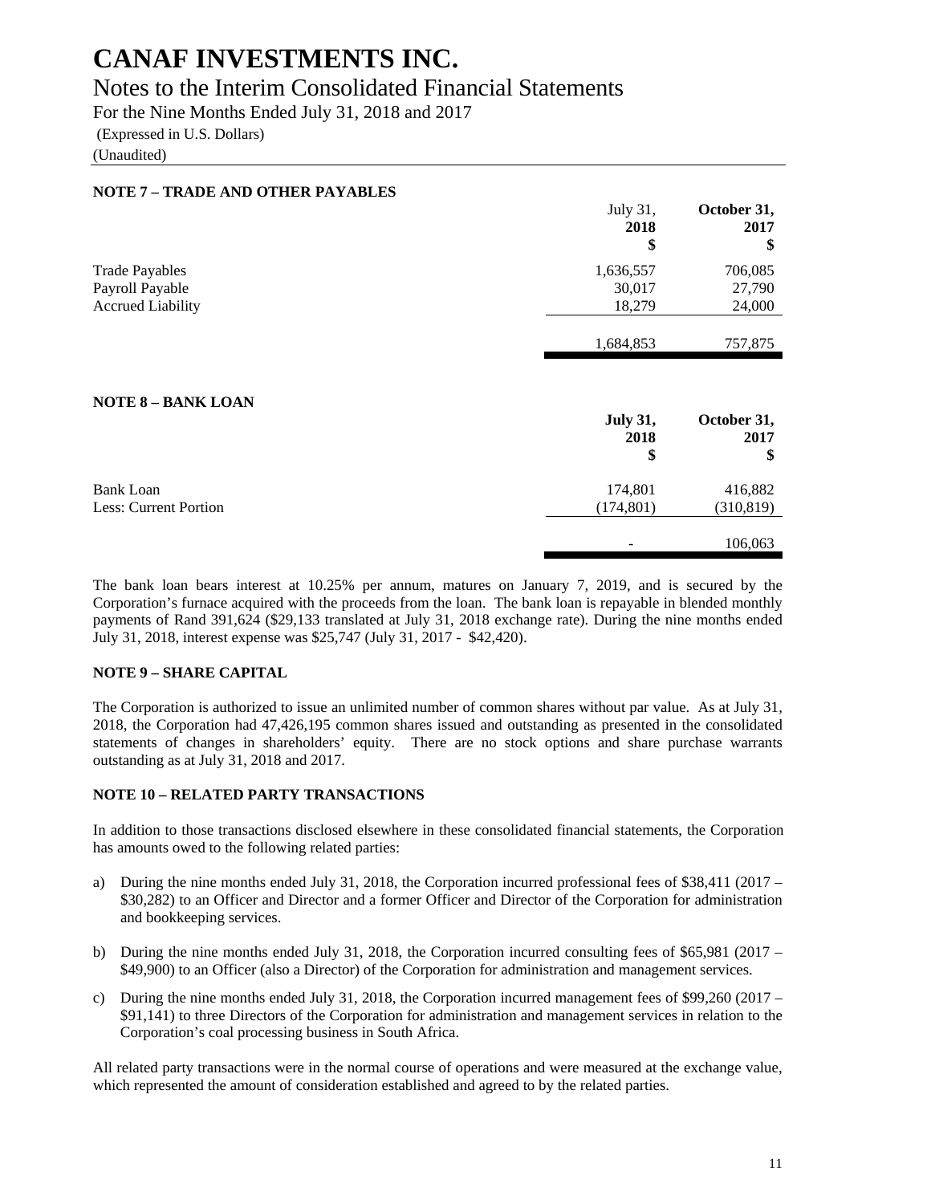# CANAF INVESTMENTS INC.

## Notes to the Interim Consolidated Financial Statements

For the Nine Months Ended July 31, 2018 and 2017

(Expressed in U.S. Dollars)

(Unaudited)

### NOTE 7 – TRADE AND OTHER PAYABLES

| | July 31, 2018 $ | October 31, 2017 $ |
|---|---|---|
| Trade Payables | 1,636,557 | 706,085 |
| Payroll Payable | 30,017 | 27,790 |
| Accrued Liability | 18,279 | 24,000 |
| | 1,684,853 | 757,875 |

### NOTE 8 – BANK LOAN

| | July 31, 2018 $ | October 31, 2017 $ |
|---|---|---|
| Bank Loan | 174,801 | 416,882 |
| Less: Current Portion | (174,801) | (310,819) |
| | - | 106,063 |

The bank loan bears interest at 10.25% per annum, matures on January 7, 2019, and is secured by the Corporation's furnace acquired with the proceeds from the loan. The bank loan is repayable in blended monthly payments of Rand 391,624 ($29,133 translated at July 31, 2018 exchange rate). During the nine months ended July 31, 2018, interest expense was $25,747 (July 31, 2017 - $42,420).

### NOTE 9 – SHARE CAPITAL

The Corporation is authorized to issue an unlimited number of common shares without par value. As at July 31, 2018, the Corporation had 47,426,195 common shares issued and outstanding as presented in the consolidated statements of changes in shareholders' equity. There are no stock options and share purchase warrants outstanding as at July 31, 2018 and 2017.

### NOTE 10 – RELATED PARTY TRANSACTIONS

In addition to those transactions disclosed elsewhere in these consolidated financial statements, the Corporation has amounts owed to the following related parties:

a) During the nine months ended July 31, 2018, the Corporation incurred professional fees of $38,411 (2017 – $30,282) to an Officer and Director and a former Officer and Director of the Corporation for administration and bookkeeping services.

b) During the nine months ended July 31, 2018, the Corporation incurred consulting fees of $65,981 (2017 – $49,900) to an Officer (also a Director) of the Corporation for administration and management services.

c) During the nine months ended July 31, 2018, the Corporation incurred management fees of $99,260 (2017 – $91,141) to three Directors of the Corporation for administration and management services in relation to the Corporation's coal processing business in South Africa.

All related party transactions were in the normal course of operations and were measured at the exchange value, which represented the amount of consideration established and agreed to by the related parties.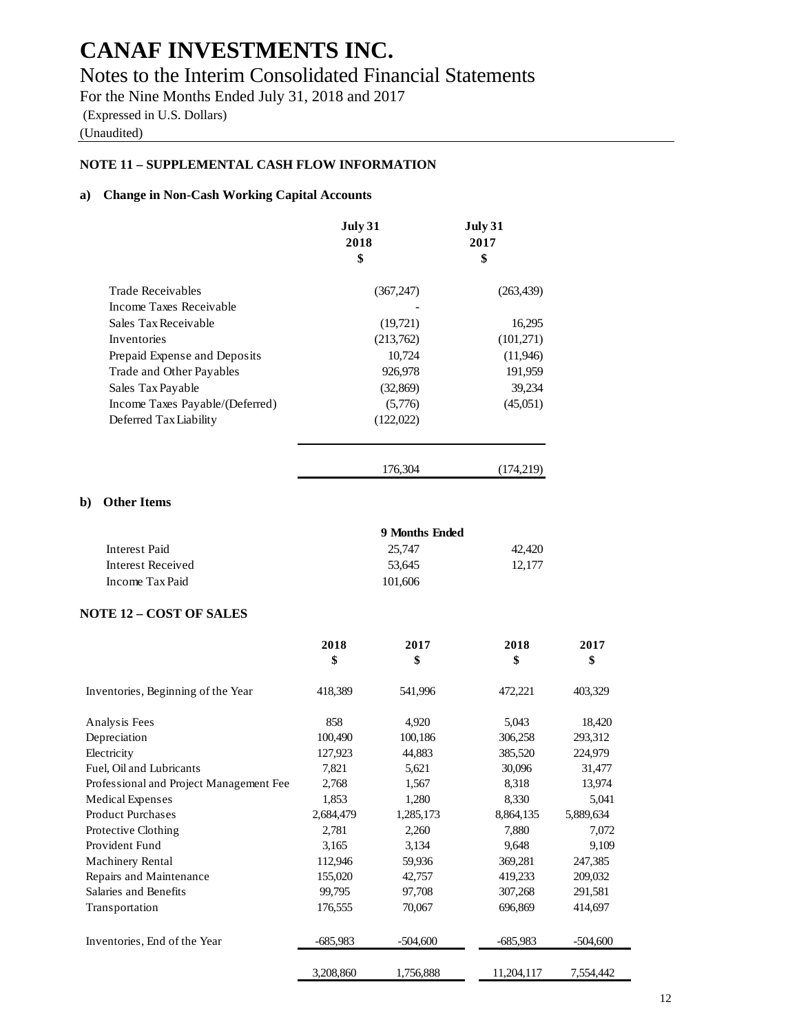# CANAF INVESTMENTS INC.

## Notes to the Interim Consolidated Financial Statements

For the Nine Months Ended July 31, 2018 and 2017

(Expressed in U.S. Dollars)

(Unaudited)

### NOTE 11 – SUPPLEMENTAL CASH FLOW INFORMATION

#### a) Change in Non-Cash Working Capital Accounts

| | July 31 2018 $ | July 31 2017 $ |
|---|---|---|
| Trade Receivables | (367,247) | (263,439) |
| Income Taxes Receivable | - | |
| Sales Tax Receivable | (19,721) | 16,295 |
| Inventories | (213,762) | (101,271) |
| Prepaid Expense and Deposits | 10,724 | (11,946) |
| Trade and Other Payables | 926,978 | 191,959 |
| Sales Tax Payable | (32,869) | 39,234 |
| Income Taxes Payable/(Deferred) | (5,776) | (45,051) |
| Deferred Tax Liability | (122,022) | |
| | 176,304 | (174,219) |

#### b) Other Items

| | 9 Months Ended | |
|---|---|---|
| Interest Paid | 25,747 | 42,420 |
| Interest Received | 53,645 | 12,177 |
| Income Tax Paid | 101,606 | |

### NOTE 12 – COST OF SALES

| | 2018 $ | 2017 $ | 2018 $ | 2017 $ |
|---|---|---|---|---|
| Inventories, Beginning of the Year | 418,389 | 541,996 | 472,221 | 403,329 |
| Analysis Fees | 858 | 4,920 | 5,043 | 18,420 |
| Depreciation | 100,490 | 100,186 | 306,258 | 293,312 |
| Electricity | 127,923 | 44,883 | 385,520 | 224,979 |
| Fuel, Oil and Lubricants | 7,821 | 5,621 | 30,096 | 31,477 |
| Professional and Project Management Fee | 2,768 | 1,567 | 8,318 | 13,974 |
| Medical Expenses | 1,853 | 1,280 | 8,330 | 5,041 |
| Product Purchases | 2,684,479 | 1,285,173 | 8,864,135 | 5,889,634 |
| Protective Clothing | 2,781 | 2,260 | 7,880 | 7,072 |
| Provident Fund | 3,165 | 3,134 | 9,648 | 9,109 |
| Machinery Rental | 112,946 | 59,936 | 369,281 | 247,385 |
| Repairs and Maintenance | 155,020 | 42,757 | 419,233 | 209,032 |
| Salaries and Benefits | 99,795 | 97,708 | 307,268 | 291,581 |
| Transportation | 176,555 | 70,067 | 696,869 | 414,697 |
| Inventories, End of the Year | -685,983 | -504,600 | -685,983 | -504,600 |
| | 3,208,860 | 1,756,888 | 11,204,117 | 7,554,442 |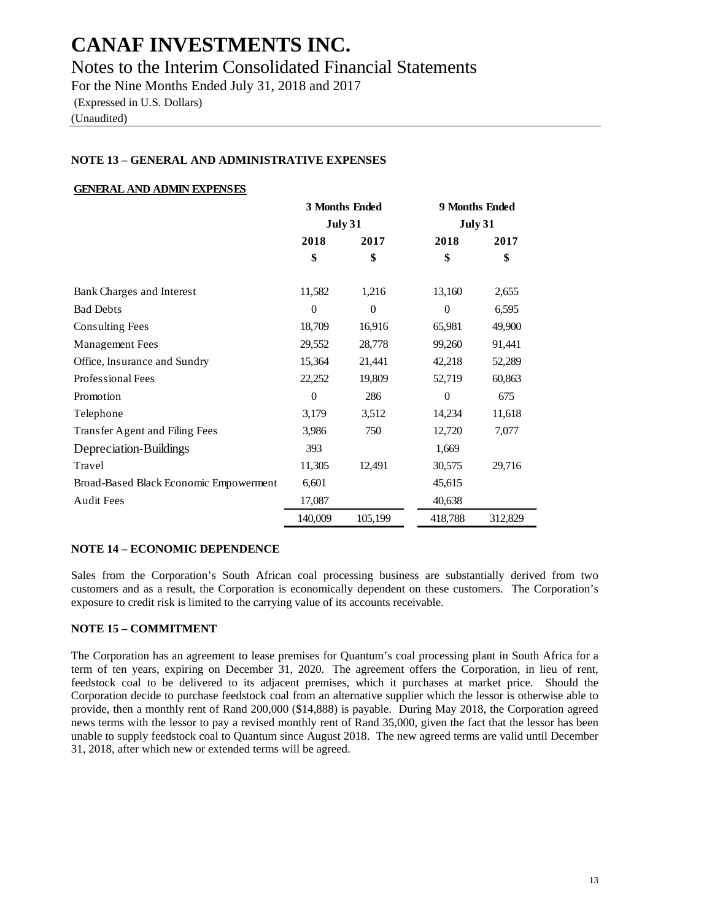# CANAF INVESTMENTS INC.

## Notes to the Interim Consolidated Financial Statements

For the Nine Months Ended July 31, 2018 and 2017

(Expressed in U.S. Dollars)

(Unaudited)

### NOTE 13 – GENERAL AND ADMINISTRATIVE EXPENSES

**GENERAL AND ADMIN EXPENSES**

| | 3 Months Ended July 31 | | 9 Months Ended July 31 | |
|---|---|---|---|---|
| | 2018 | 2017 | 2018 | 2017 |
| | $ | $ | $ | $ |
| Bank Charges and Interest | 11,582 | 1,216 | 13,160 | 2,655 |
| Bad Debts | 0 | 0 | 0 | 6,595 |
| Consulting Fees | 18,709 | 16,916 | 65,981 | 49,900 |
| Management Fees | 29,552 | 28,778 | 99,260 | 91,441 |
| Office, Insurance and Sundry | 15,364 | 21,441 | 42,218 | 52,289 |
| Professional Fees | 22,252 | 19,809 | 52,719 | 60,863 |
| Promotion | 0 | 286 | 0 | 675 |
| Telephone | 3,179 | 3,512 | 14,234 | 11,618 |
| Transfer Agent and Filing Fees | 3,986 | 750 | 12,720 | 7,077 |
| Depreciation-Buildings | 393 | | 1,669 | |
| Travel | 11,305 | 12,491 | 30,575 | 29,716 |
| Broad-Based Black Economic Empowerment | 6,601 | | 45,615 | |
| Audit Fees | 17,087 | | 40,638 | |
| | 140,009 | 105,199 | 418,788 | 312,829 |

### NOTE 14 – ECONOMIC DEPENDENCE

Sales from the Corporation's South African coal processing business are substantially derived from two customers and as a result, the Corporation is economically dependent on these customers. The Corporation's exposure to credit risk is limited to the carrying value of its accounts receivable.

### NOTE 15 – COMMITMENT

The Corporation has an agreement to lease premises for Quantum's coal processing plant in South Africa for a term of ten years, expiring on December 31, 2020. The agreement offers the Corporation, in lieu of rent, feedstock coal to be delivered to its adjacent premises, which it purchases at market price. Should the Corporation decide to purchase feedstock coal from an alternative supplier which the lessor is otherwise able to provide, then a monthly rent of Rand 200,000 ($14,888) is payable. During May 2018, the Corporation agreed news terms with the lessor to pay a revised monthly rent of Rand 35,000, given the fact that the lessor has been unable to supply feedstock coal to Quantum since August 2018. The new agreed terms are valid until December 31, 2018, after which new or extended terms will be agreed.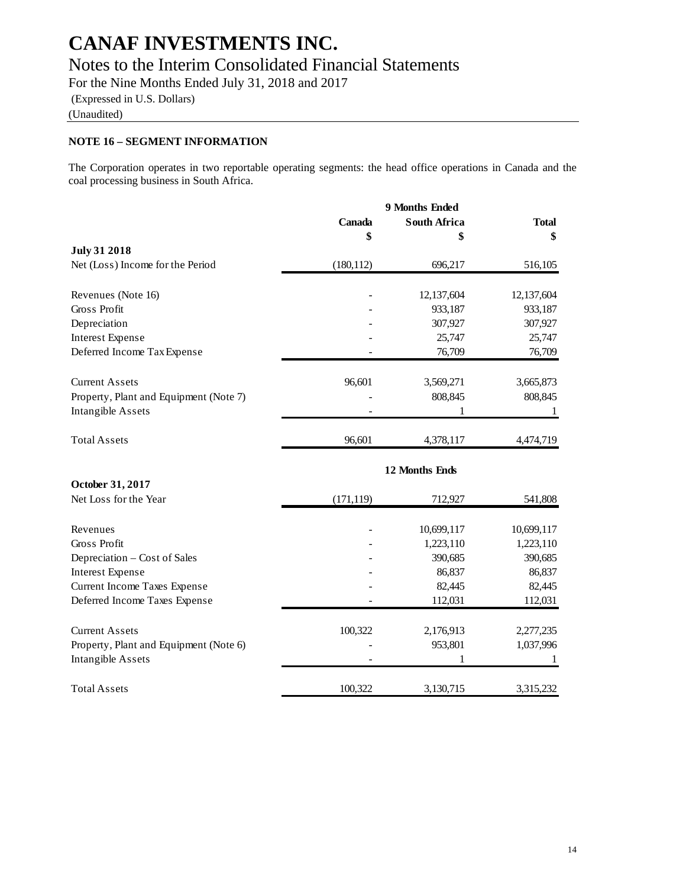# CANAF INVESTMENTS INC.

## Notes to the Interim Consolidated Financial Statements

For the Nine Months Ended July 31, 2018 and 2017

(Expressed in U.S. Dollars)

(Unaudited)

### NOTE 16 – SEGMENT INFORMATION

The Corporation operates in two reportable operating segments: the head office operations in Canada and the coal processing business in South Africa.

| | 9 Months Ended | | |
|---|---|---|---|
| | Canada | South Africa | Total |
| | $ | $ | $ |
| **July 31 2018** | | | |
| Net (Loss) Income for the Period | (180,112) | 696,217 | 516,105 |
| Revenues (Note 16) | - | 12,137,604 | 12,137,604 |
| Gross Profit | - | 933,187 | 933,187 |
| Depreciation | - | 307,927 | 307,927 |
| Interest Expense | - | 25,747 | 25,747 |
| Deferred Income Tax Expense | - | 76,709 | 76,709 |
| Current Assets | 96,601 | 3,569,271 | 3,665,873 |
| Property, Plant and Equipment (Note 7) | - | 808,845 | 808,845 |
| Intangible Assets | - | 1 | 1 |
| Total Assets | 96,601 | 4,378,117 | 4,474,719 |
| | | **12 Months Ends** | |
| **October 31, 2017** | | | |
| Net Loss for the Year | (171,119) | 712,927 | 541,808 |
| Revenues | - | 10,699,117 | 10,699,117 |
| Gross Profit | - | 1,223,110 | 1,223,110 |
| Depreciation – Cost of Sales | - | 390,685 | 390,685 |
| Interest Expense | - | 86,837 | 86,837 |
| Current Income Taxes Expense | - | 82,445 | 82,445 |
| Deferred Income Taxes Expense | - | 112,031 | 112,031 |
| Current Assets | 100,322 | 2,176,913 | 2,277,235 |
| Property, Plant and Equipment (Note 6) | - | 953,801 | 1,037,996 |
| Intangible Assets | - | 1 | 1 |
| Total Assets | 100,322 | 3,130,715 | 3,315,232 |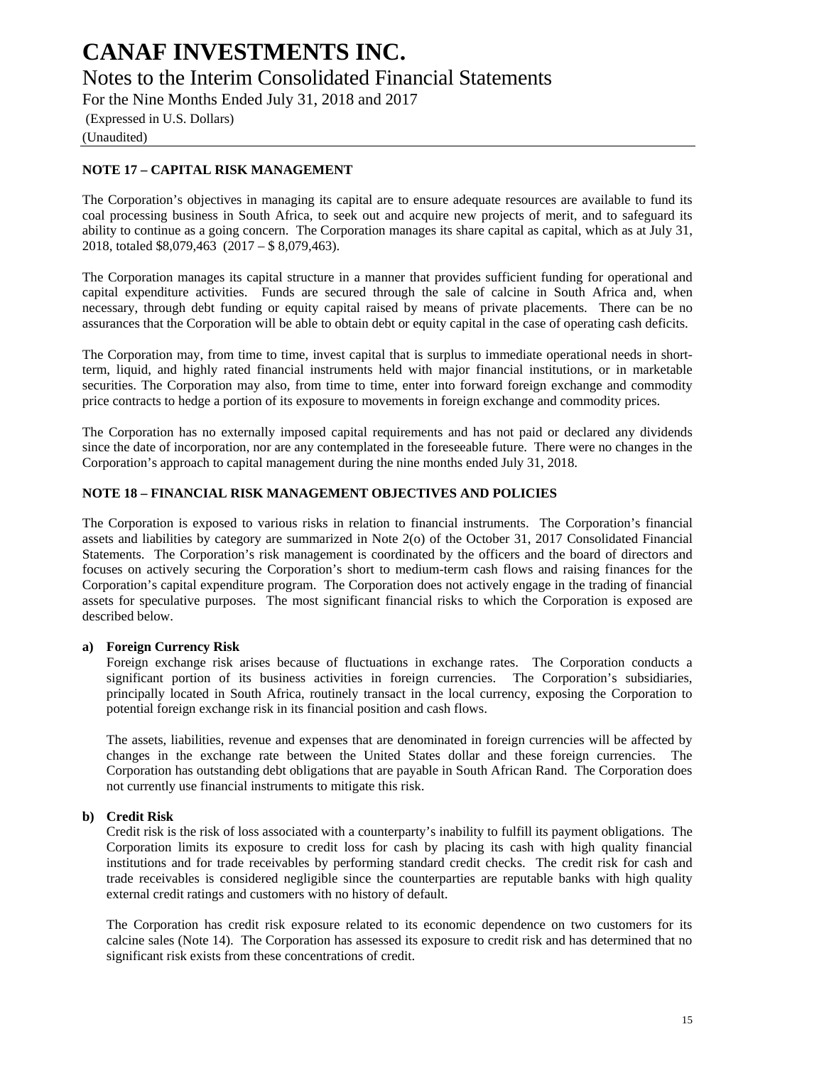## NOTE 17 – CAPITAL RISK MANAGEMENT

The Corporation's objectives in managing its capital are to ensure adequate resources are available to fund its coal processing business in South Africa, to seek out and acquire new projects of merit, and to safeguard its ability to continue as a going concern. The Corporation manages its share capital as capital, which as at July 31, 2018, totaled $8,079,463 (2017 – $ 8,079,463).

The Corporation manages its capital structure in a manner that provides sufficient funding for operational and capital expenditure activities. Funds are secured through the sale of calcine in South Africa and, when necessary, through debt funding or equity capital raised by means of private placements. There can be no assurances that the Corporation will be able to obtain debt or equity capital in the case of operating cash deficits.

The Corporation may, from time to time, invest capital that is surplus to immediate operational needs in short-term, liquid, and highly rated financial instruments held with major financial institutions, or in marketable securities. The Corporation may also, from time to time, enter into forward foreign exchange and commodity price contracts to hedge a portion of its exposure to movements in foreign exchange and commodity prices.

The Corporation has no externally imposed capital requirements and has not paid or declared any dividends since the date of incorporation, nor are any contemplated in the foreseeable future. There were no changes in the Corporation's approach to capital management during the nine months ended July 31, 2018.

## NOTE 18 – FINANCIAL RISK MANAGEMENT OBJECTIVES AND POLICIES

The Corporation is exposed to various risks in relation to financial instruments. The Corporation's financial assets and liabilities by category are summarized in Note 2(o) of the October 31, 2017 Consolidated Financial Statements. The Corporation's risk management is coordinated by the officers and the board of directors and focuses on actively securing the Corporation's short to medium-term cash flows and raising finances for the Corporation's capital expenditure program. The Corporation does not actively engage in the trading of financial assets for speculative purposes. The most significant financial risks to which the Corporation is exposed are described below.

**a) Foreign Currency Risk**

Foreign exchange risk arises because of fluctuations in exchange rates. The Corporation conducts a significant portion of its business activities in foreign currencies. The Corporation's subsidiaries, principally located in South Africa, routinely transact in the local currency, exposing the Corporation to potential foreign exchange risk in its financial position and cash flows.

The assets, liabilities, revenue and expenses that are denominated in foreign currencies will be affected by changes in the exchange rate between the United States dollar and these foreign currencies. The Corporation has outstanding debt obligations that are payable in South African Rand. The Corporation does not currently use financial instruments to mitigate this risk.

**b) Credit Risk**

Credit risk is the risk of loss associated with a counterparty's inability to fulfill its payment obligations. The Corporation limits its exposure to credit loss for cash by placing its cash with high quality financial institutions and for trade receivables by performing standard credit checks. The credit risk for cash and trade receivables is considered negligible since the counterparties are reputable banks with high quality external credit ratings and customers with no history of default.

The Corporation has credit risk exposure related to its economic dependence on two customers for its calcine sales (Note 14). The Corporation has assessed its exposure to credit risk and has determined that no significant risk exists from these concentrations of credit.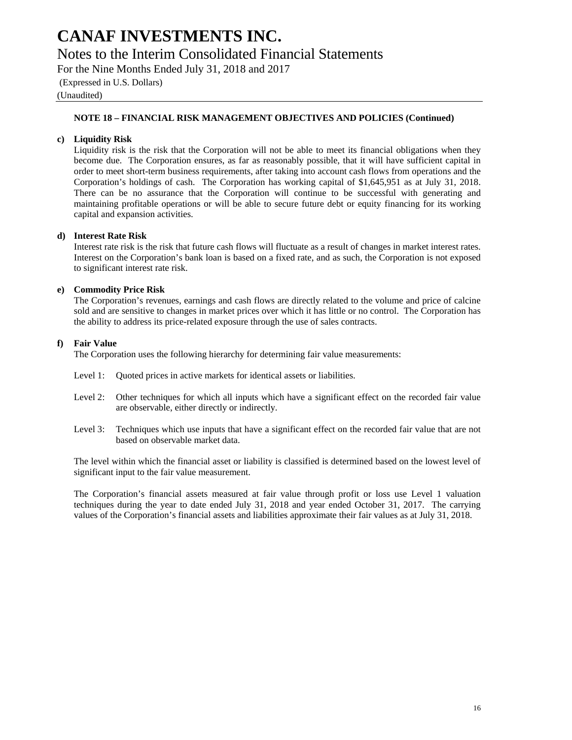# CANAF INVESTMENTS INC.

Notes to the Interim Consolidated Financial Statements

For the Nine Months Ended July 31, 2018 and 2017

(Expressed in U.S. Dollars)

(Unaudited)

**NOTE 18 – FINANCIAL RISK MANAGEMENT OBJECTIVES AND POLICIES (Continued)**

**c) Liquidity Risk**

Liquidity risk is the risk that the Corporation will not be able to meet its financial obligations when they become due. The Corporation ensures, as far as reasonably possible, that it will have sufficient capital in order to meet short-term business requirements, after taking into account cash flows from operations and the Corporation's holdings of cash. The Corporation has working capital of $1,645,951 as at July 31, 2018. There can be no assurance that the Corporation will continue to be successful with generating and maintaining profitable operations or will be able to secure future debt or equity financing for its working capital and expansion activities.

**d) Interest Rate Risk**

Interest rate risk is the risk that future cash flows will fluctuate as a result of changes in market interest rates. Interest on the Corporation's bank loan is based on a fixed rate, and as such, the Corporation is not exposed to significant interest rate risk.

**e) Commodity Price Risk**

The Corporation's revenues, earnings and cash flows are directly related to the volume and price of calcine sold and are sensitive to changes in market prices over which it has little or no control. The Corporation has the ability to address its price-related exposure through the use of sales contracts.

**f) Fair Value**

The Corporation uses the following hierarchy for determining fair value measurements:

Level 1: Quoted prices in active markets for identical assets or liabilities.

Level 2: Other techniques for which all inputs which have a significant effect on the recorded fair value are observable, either directly or indirectly.

Level 3: Techniques which use inputs that have a significant effect on the recorded fair value that are not based on observable market data.

The level within which the financial asset or liability is classified is determined based on the lowest level of significant input to the fair value measurement.

The Corporation's financial assets measured at fair value through profit or loss use Level 1 valuation techniques during the year to date ended July 31, 2018 and year ended October 31, 2017. The carrying values of the Corporation's financial assets and liabilities approximate their fair values as at July 31, 2018.